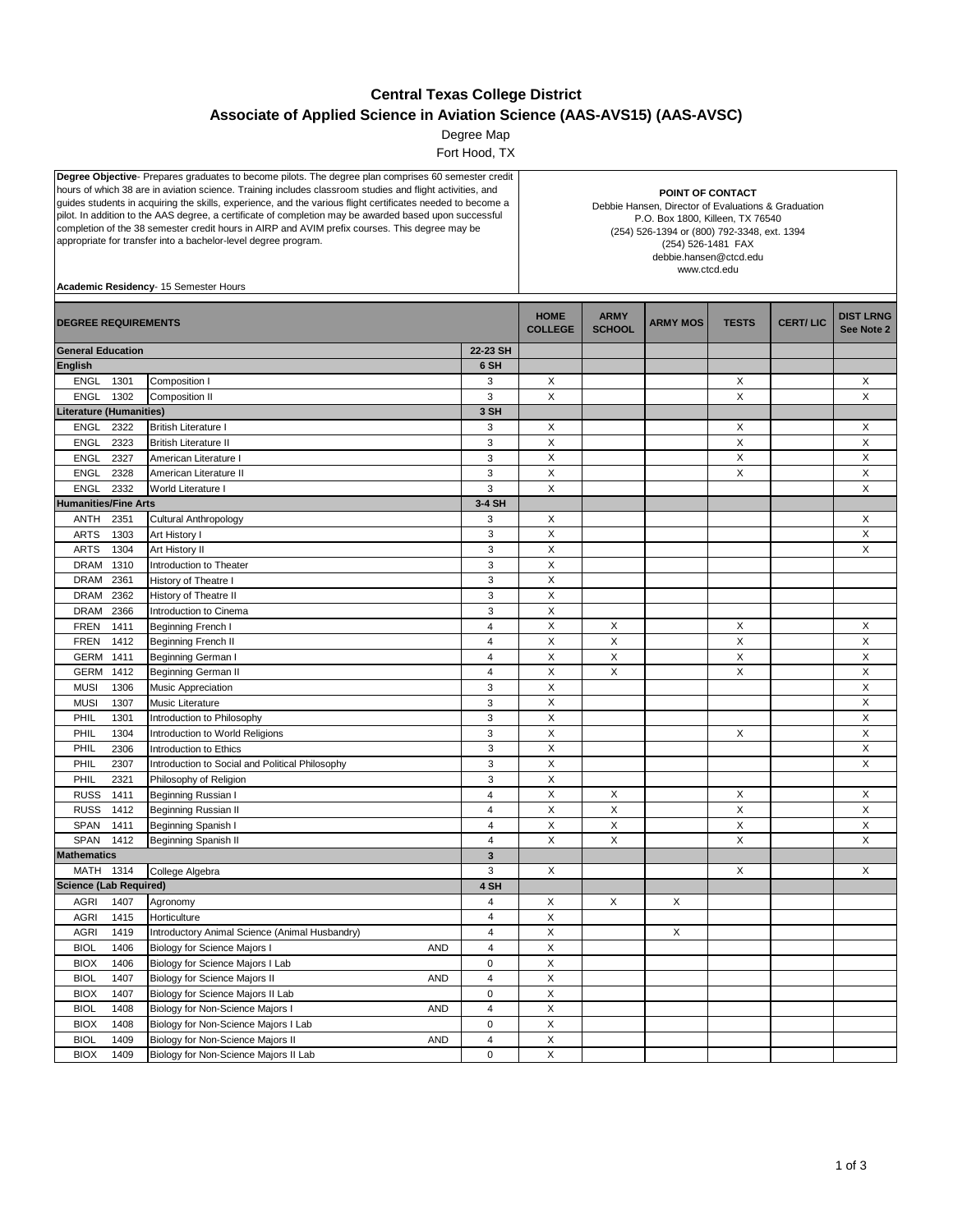# Central Texas College District

## Associate of Applied Science in Aviation Science (AAS-AVS15) (AAS-AVSC)

Degree Map

Fort Hood, TX

**Degree Objective**- Prepares graduates to become pilots. The degree plan comprises 60 semester credit hours of which 38 are in aviation science. Training includes classroom studies and flight activities, and guides students in acquiring the skills, experience, and the various flight certificates needed to become a pilot. In addition to the AAS degree, a certificate of completion may be awarded based upon successful completion of the 38 semester credit hours in AIRP and AVIM prefix courses. This degree may be appropriate for transfer into a bachelor-level degree program.

**Academic Residency**- 15 Semester Hours

**POINT OF CONTACT**
Debbie Hansen, Director of Evaluations & Graduation
P.O. Box 1800, Killeen, TX 76540
(254) 526-1394 or (800) 792-3348, ext. 1394
(254) 526-1481 FAX
debbie.hansen@ctcd.edu
www.ctcd.edu

| DEGREE REQUIREMENTS | | | | HOME COLLEGE | ARMY SCHOOL | ARMY MOS | TESTS | CERT/ LIC | DIST LRNG See Note 2 |
|---|---|---|---|---|---|---|---|---|---|
| **General Education** | | | **22-23 SH** | | | | | | |
| **English** | | | **6 SH** | | | | | | |
| ENGL | 1301 | Composition I | 3 | X | | | X | | X |
| ENGL | 1302 | Composition II | 3 | X | | | X | | X |
| **Literature (Humanities)** | | | **3 SH** | | | | | | |
| ENGL | 2322 | British Literature I | 3 | X | | | X | | X |
| ENGL | 2323 | British Literature II | 3 | X | | | X | | X |
| ENGL | 2327 | American Literature I | 3 | X | | | X | | X |
| ENGL | 2328 | American Literature II | 3 | X | | | X | | X |
| ENGL | 2332 | World Literature I | 3 | X | | | | | X |
| **Humanities/Fine Arts** | | | **3-4 SH** | | | | | | |
| ANTH | 2351 | Cultural Anthropology | 3 | X | | | | | X |
| ARTS | 1303 | Art History I | 3 | X | | | | | X |
| ARTS | 1304 | Art History II | 3 | X | | | | | X |
| DRAM | 1310 | Introduction to Theater | 3 | X | | | | | |
| DRAM | 2361 | History of Theatre I | 3 | X | | | | | |
| DRAM | 2362 | History of Theatre II | 3 | X | | | | | |
| DRAM | 2366 | Introduction to Cinema | 3 | X | | | | | |
| FREN | 1411 | Beginning French I | 4 | X | X | | X | | X |
| FREN | 1412 | Beginning French II | 4 | X | X | | X | | X |
| GERM | 1411 | Beginning German I | 4 | X | X | | X | | X |
| GERM | 1412 | Beginning German II | 4 | X | X | | X | | X |
| MUSI | 1306 | Music Appreciation | 3 | X | | | | | X |
| MUSI | 1307 | Music Literature | 3 | X | | | | | X |
| PHIL | 1301 | Introduction to Philosophy | 3 | X | | | | | X |
| PHIL | 1304 | Introduction to World Religions | 3 | X | | | X | | X |
| PHIL | 2306 | Introduction to Ethics | 3 | X | | | | | X |
| PHIL | 2307 | Introduction to Social and Political Philosophy | 3 | X | | | | | X |
| PHIL | 2321 | Philosophy of Religion | 3 | X | | | | | |
| RUSS | 1411 | Beginning Russian I | 4 | X | X | | X | | X |
| RUSS | 1412 | Beginning Russian II | 4 | X | X | | X | | X |
| SPAN | 1411 | Beginning Spanish I | 4 | X | X | | X | | X |
| SPAN | 1412 | Beginning Spanish II | 4 | X | X | | X | | X |
| **Mathematics** | | | **3** | | | | | | |
| MATH | 1314 | College Algebra | 3 | X | | | X | | X |
| **Science (Lab Required)** | | | **4 SH** | | | | | | |
| AGRI | 1407 | Agronomy | 4 | X | X | X | | | |
| AGRI | 1415 | Horticulture | 4 | X | | | | | |
| AGRI | 1419 | Introductory Animal Science (Animal Husbandry) | 4 | X | | X | | | |
| BIOL | 1406 | Biology for Science Majors I AND | 4 | X | | | | | |
| BIOX | 1406 | Biology for Science Majors I Lab | 0 | X | | | | | |
| BIOL | 1407 | Biology for Science Majors II AND | 4 | X | | | | | |
| BIOX | 1407 | Biology for Science Majors II Lab | 0 | X | | | | | |
| BIOL | 1408 | Biology for Non-Science Majors I AND | 4 | X | | | | | |
| BIOX | 1408 | Biology for Non-Science Majors I Lab | 0 | X | | | | | |
| BIOL | 1409 | Biology for Non-Science Majors II AND | 4 | X | | | | | |
| BIOX | 1409 | Biology for Non-Science Majors II Lab | 0 | X | | | | | |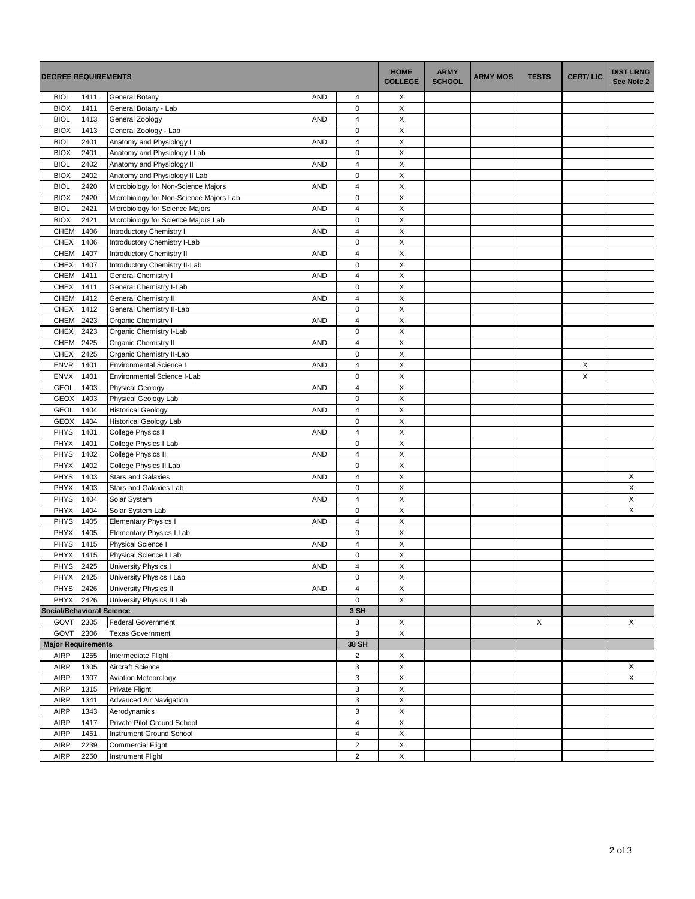| DEGREE REQUIREMENTS | | | | | HOME COLLEGE | ARMY SCHOOL | ARMY MOS | TESTS | CERT/ LIC | DIST LRNG See Note 2 |
|---|---|---|---|---|---|---|---|---|---|---|
| BIOL | 1411 | General Botany | AND | 4 | X | | | | | |
| BIOX | 1411 | General Botany - Lab | | 0 | X | | | | | |
| BIOL | 1413 | General Zoology | AND | 4 | X | | | | | |
| BIOX | 1413 | General Zoology - Lab | | 0 | X | | | | | |
| BIOL | 2401 | Anatomy and Physiology I | AND | 4 | X | | | | | |
| BIOX | 2401 | Anatomy and Physiology I Lab | | 0 | X | | | | | |
| BIOL | 2402 | Anatomy and Physiology II | AND | 4 | X | | | | | |
| BIOX | 2402 | Anatomy and Physiology II Lab | | 0 | X | | | | | |
| BIOL | 2420 | Microbiology for Non-Science Majors | AND | 4 | X | | | | | |
| BIOX | 2420 | Microbiology for Non-Science Majors Lab | | 0 | X | | | | | |
| BIOL | 2421 | Microbiology for Science Majors | AND | 4 | X | | | | | |
| BIOX | 2421 | Microbiology for Science Majors Lab | | 0 | X | | | | | |
| CHEM | 1406 | Introductory Chemistry I | AND | 4 | X | | | | | |
| CHEX | 1406 | Introductory Chemistry I-Lab | | 0 | X | | | | | |
| CHEM | 1407 | Introductory Chemistry II | AND | 4 | X | | | | | |
| CHEX | 1407 | Introductory Chemistry II-Lab | | 0 | X | | | | | |
| CHEM | 1411 | General Chemistry I | AND | 4 | X | | | | | |
| CHEX | 1411 | General Chemistry I-Lab | | 0 | X | | | | | |
| CHEM | 1412 | General Chemistry II | AND | 4 | X | | | | | |
| CHEX | 1412 | General Chemistry II-Lab | | 0 | X | | | | | |
| CHEM | 2423 | Organic Chemistry I | AND | 4 | X | | | | | |
| CHEX | 2423 | Organic Chemistry I-Lab | | 0 | X | | | | | |
| CHEM | 2425 | Organic Chemistry II | AND | 4 | X | | | | | |
| CHEX | 2425 | Organic Chemistry II-Lab | | 0 | X | | | | | |
| ENVR | 1401 | Environmental Science I | AND | 4 | X | | | | X | |
| ENVX | 1401 | Environmental Science I-Lab | | 0 | X | | | | X | |
| GEOL | 1403 | Physical Geology | AND | 4 | X | | | | | |
| GEOX | 1403 | Physical Geology Lab | | 0 | X | | | | | |
| GEOL | 1404 | Historical Geology | AND | 4 | X | | | | | |
| GEOX | 1404 | Historical Geology Lab | | 0 | X | | | | | |
| PHYS | 1401 | College Physics I | AND | 4 | X | | | | | |
| PHYX | 1401 | College Physics I Lab | | 0 | X | | | | | |
| PHYS | 1402 | College Physics II | AND | 4 | X | | | | | |
| PHYX | 1402 | College Physics II Lab | | 0 | X | | | | | |
| PHYS | 1403 | Stars and Galaxies | AND | 4 | X | | | | | X |
| PHYX | 1403 | Stars and Galaxies Lab | | 0 | X | | | | | X |
| PHYS | 1404 | Solar System | AND | 4 | X | | | | | X |
| PHYX | 1404 | Solar System Lab | | 0 | X | | | | | X |
| PHYS | 1405 | Elementary Physics I | AND | 4 | X | | | | | |
| PHYX | 1405 | Elementary Physics I Lab | | 0 | X | | | | | |
| PHYS | 1415 | Physical Science I | AND | 4 | X | | | | | |
| PHYX | 1415 | Physical Science I Lab | | 0 | X | | | | | |
| PHYS | 2425 | University Physics I | AND | 4 | X | | | | | |
| PHYX | 2425 | University Physics I Lab | | 0 | X | | | | | |
| PHYS | 2426 | University Physics II | AND | 4 | X | | | | | |
| PHYX | 2426 | University Physics II Lab | | 0 | X | | | | | |
| **Social/Behavioral Science** | | | | **3 SH** | | | | | | |
| GOVT | 2305 | Federal Government | | 3 | X | | | X | | X |
| GOVT | 2306 | Texas Government | | 3 | X | | | | | |
| **Major Requirements** | | | | **38 SH** | | | | | | |
| AIRP | 1255 | Intermediate Flight | | 2 | X | | | | | |
| AIRP | 1305 | Aircraft Science | | 3 | X | | | | | X |
| AIRP | 1307 | Aviation Meteorology | | 3 | X | | | | | X |
| AIRP | 1315 | Private Flight | | 3 | X | | | | | |
| AIRP | 1341 | Advanced Air Navigation | | 3 | X | | | | | |
| AIRP | 1343 | Aerodynamics | | 3 | X | | | | | |
| AIRP | 1417 | Private Pilot Ground School | | 4 | X | | | | | |
| AIRP | 1451 | Instrument Ground School | | 4 | X | | | | | |
| AIRP | 2239 | Commercial Flight | | 2 | X | | | | | |
| AIRP | 2250 | Instrument Flight | | 2 | X | | | | | |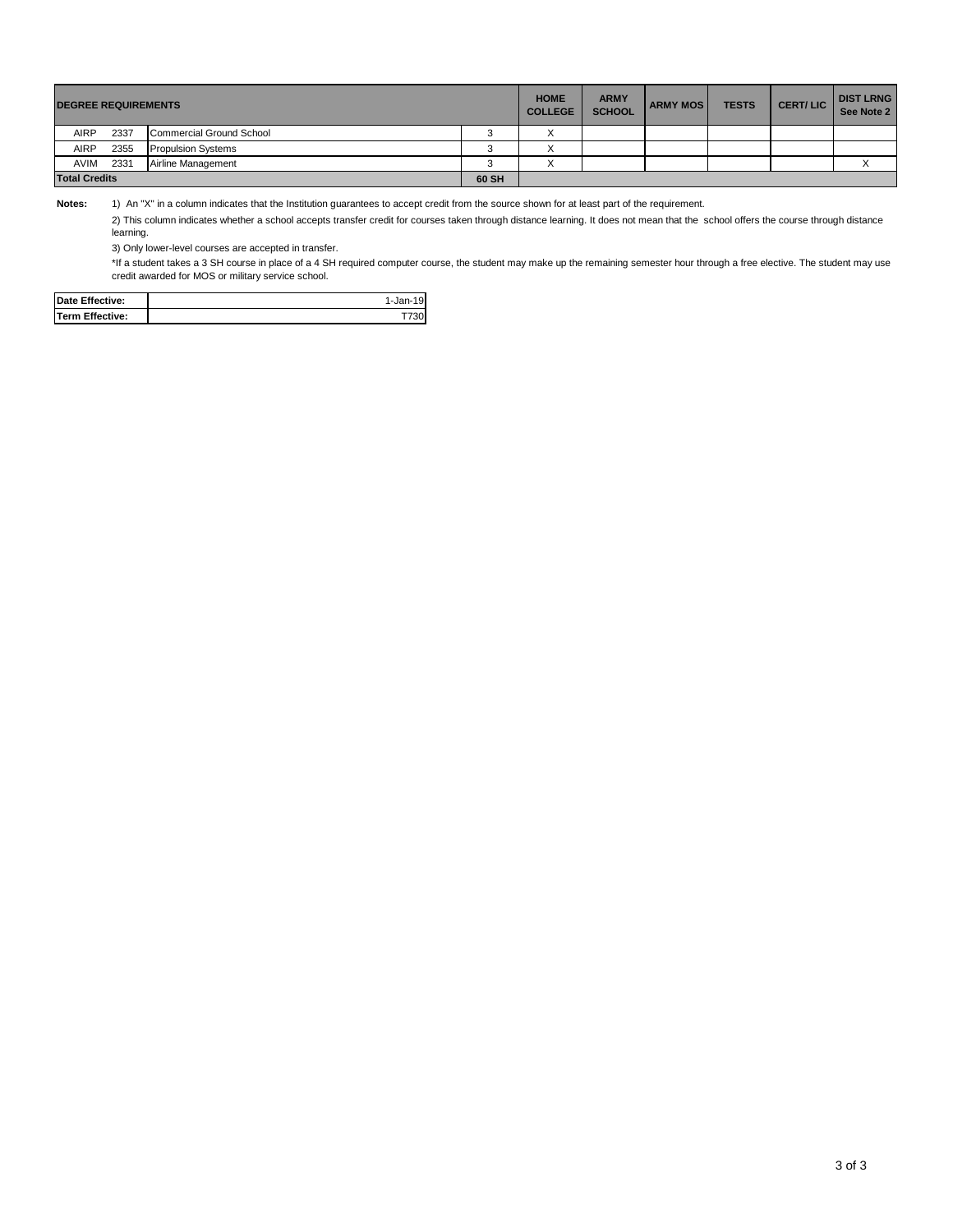| DEGREE REQUIREMENTS | | | | HOME COLLEGE | ARMY SCHOOL | ARMY MOS | TESTS | CERT/ LIC | DIST LRNG See Note 2 |
|---|---|---|---|---|---|---|---|---|---|
| AIRP | 2337 | Commercial Ground School | 3 | X | | | | | |
| AIRP | 2355 | Propulsion Systems | 3 | X | | | | | |
| AVIM | 2331 | Airline Management | 3 | X | | | | | X |
| **Total Credits** | | | **60 SH** | | | | | | |

**Notes:**

1) An "X" in a column indicates that the Institution guarantees to accept credit from the source shown for at least part of the requirement.

2) This column indicates whether a school accepts transfer credit for courses taken through distance learning. It does not mean that the school offers the course through distance learning.

3) Only lower-level courses are accepted in transfer.

*If a student takes a 3 SH course in place of a 4 SH required computer course, the student may make up the remaining semester hour through a free elective. The student may use credit awarded for MOS or military service school.

| | |
|---|---|
| **Date Effective:** | 1-Jan-19 |
| **Term Effective:** | T730 |